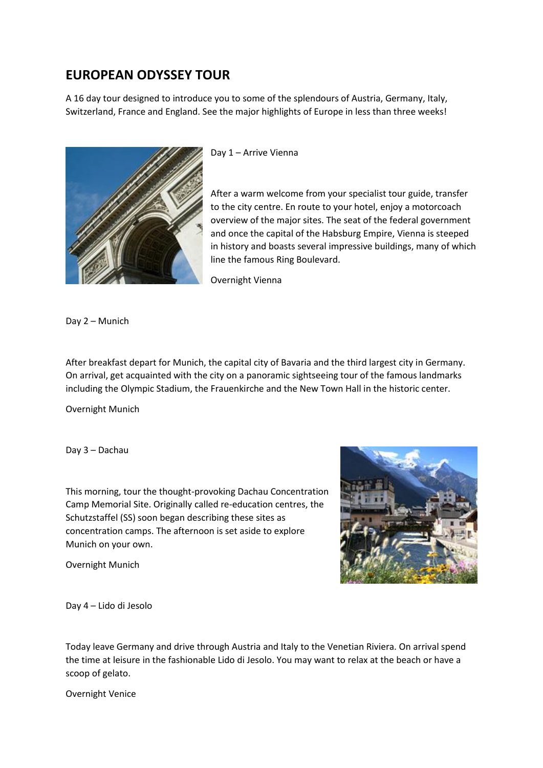# EUROPEAN ODYSSEY TOUR

A 16 day tour designed to introduce you to some of the splendours of Austria, Germany, Italy, Switzerland, France and England. See the major highlights of Europe in less than three weeks!

Day 1 – Arrive Vienna

After a warm welcome from your specialist tour guide, transfer to the city centre. En route to your hotel, enjoy a motorcoach overview of the major sites. The seat of the federal government and once the capital of the Habsburg Empire, Vienna is steeped in history and boasts several impressive buildings, many of which line the famous Ring Boulevard.

Overnight Vienna

Day 2 – Munich

After breakfast depart for Munich, the capital city of Bavaria and the third largest city in Germany. On arrival, get acquainted with the city on a panoramic sightseeing tour of the famous landmarks including the Olympic Stadium, the Frauenkirche and the New Town Hall in the historic center.

Overnight Munich

Day 3 – Dachau

This morning, tour the thought-provoking Dachau Concentration Camp Memorial Site. Originally called re-education centres, the Schutzstaffel (SS) soon began describing these sites as concentration camps. The afternoon is set aside to explore Munich on your own.

Overnight Munich

Day 4 – Lido di Jesolo

Today leave Germany and drive through Austria and Italy to the Venetian Riviera. On arrival spend the time at leisure in the fashionable Lido di Jesolo. You may want to relax at the beach or have a scoop of gelato.

Overnight Venice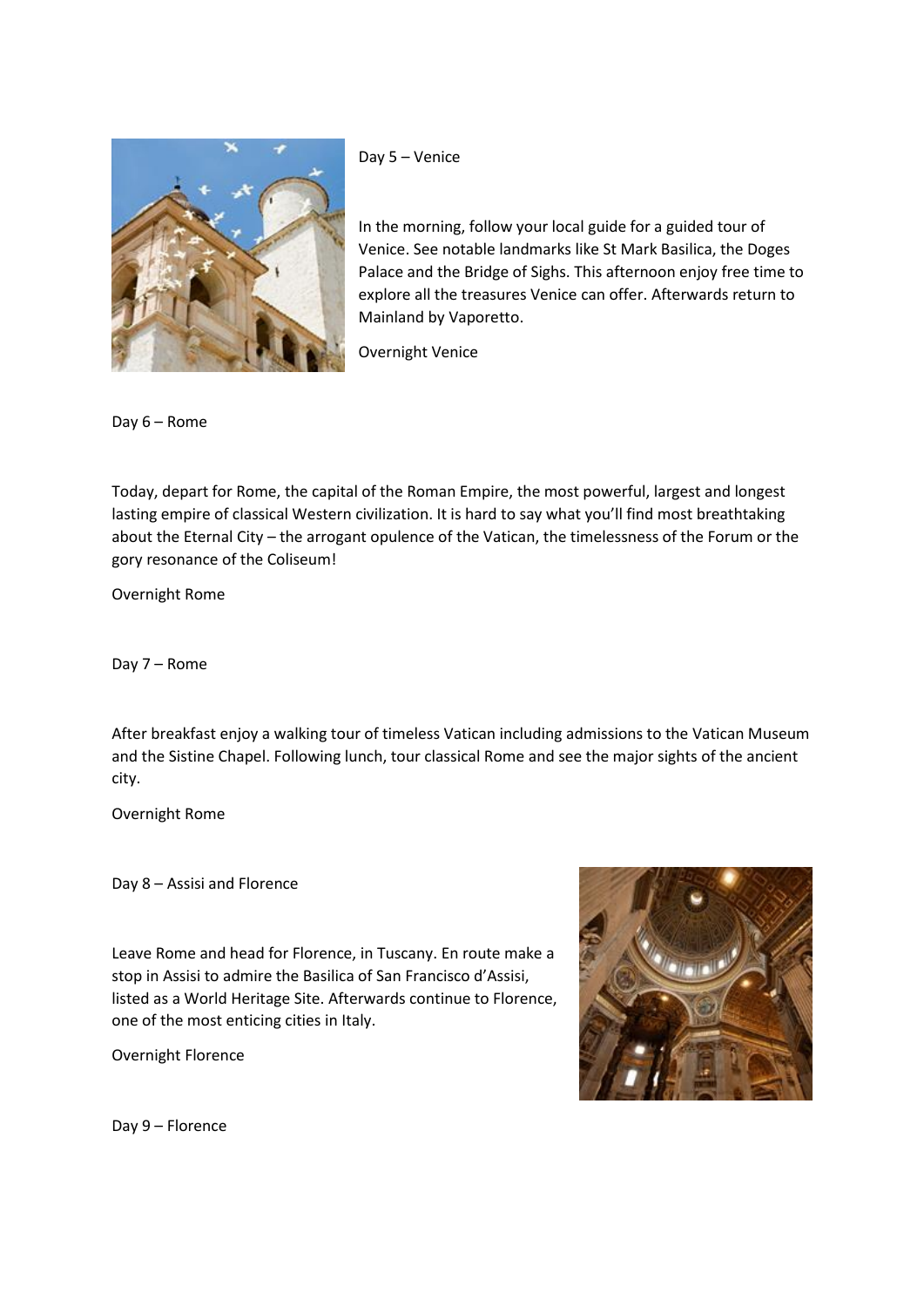Day 5 – Venice

In the morning, follow your local guide for a guided tour of Venice. See notable landmarks like St Mark Basilica, the Doges Palace and the Bridge of Sighs. This afternoon enjoy free time to explore all the treasures Venice can offer. Afterwards return to Mainland by Vaporetto.

Overnight Venice

Day 6 – Rome

Today, depart for Rome, the capital of the Roman Empire, the most powerful, largest and longest lasting empire of classical Western civilization. It is hard to say what you'll find most breathtaking about the Eternal City – the arrogant opulence of the Vatican, the timelessness of the Forum or the gory resonance of the Coliseum!

Overnight Rome

Day 7 – Rome

After breakfast enjoy a walking tour of timeless Vatican including admissions to the Vatican Museum and the Sistine Chapel. Following lunch, tour classical Rome and see the major sights of the ancient city.

Overnight Rome

Day 8 – Assisi and Florence

Leave Rome and head for Florence, in Tuscany. En route make a stop in Assisi to admire the Basilica of San Francisco d'Assisi, listed as a World Heritage Site. Afterwards continue to Florence, one of the most enticing cities in Italy.

Overnight Florence

Day 9 – Florence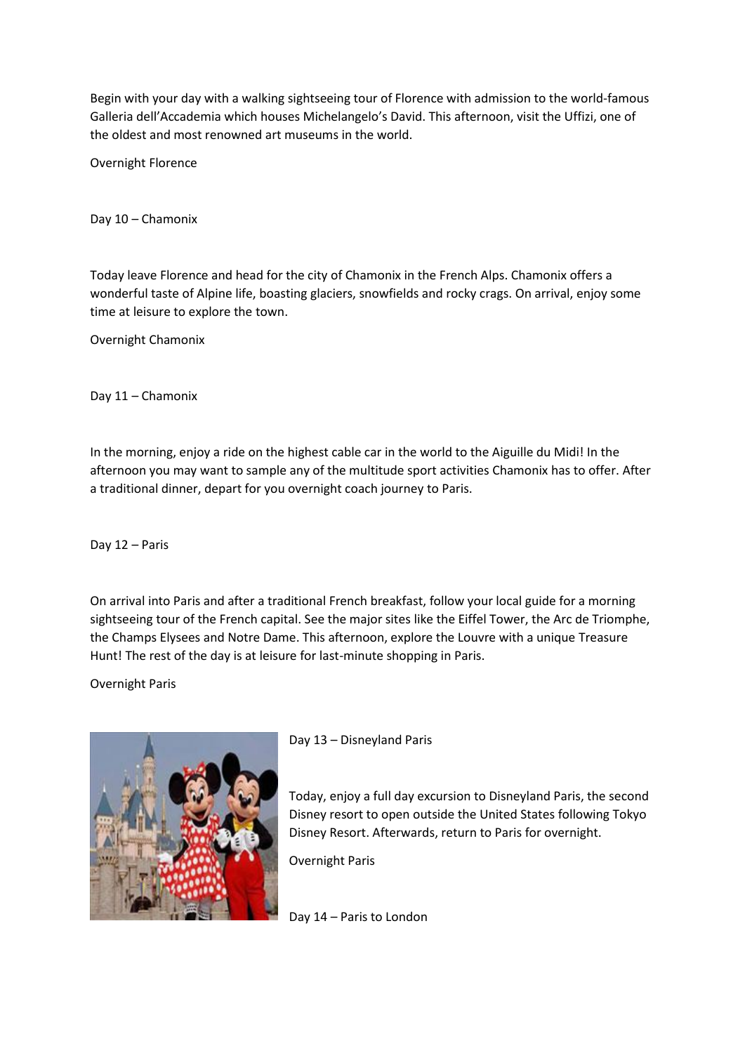Begin with your day with a walking sightseeing tour of Florence with admission to the world-famous Galleria dell'Accademia which houses Michelangelo's David. This afternoon, visit the Uffizi, one of the oldest and most renowned art museums in the world.

Overnight Florence

Day 10 – Chamonix

Today leave Florence and head for the city of Chamonix in the French Alps. Chamonix offers a wonderful taste of Alpine life, boasting glaciers, snowfields and rocky crags. On arrival, enjoy some time at leisure to explore the town.

Overnight Chamonix

Day 11 – Chamonix

In the morning, enjoy a ride on the highest cable car in the world to the Aiguille du Midi! In the afternoon you may want to sample any of the multitude sport activities Chamonix has to offer. After a traditional dinner, depart for you overnight coach journey to Paris.

Day 12 – Paris

On arrival into Paris and after a traditional French breakfast, follow your local guide for a morning sightseeing tour of the French capital. See the major sites like the Eiffel Tower, the Arc de Triomphe, the Champs Elysees and Notre Dame. This afternoon, explore the Louvre with a unique Treasure Hunt! The rest of the day is at leisure for last-minute shopping in Paris.

Overnight Paris

Day 13 – Disneyland Paris

Today, enjoy a full day excursion to Disneyland Paris, the second Disney resort to open outside the United States following Tokyo Disney Resort. Afterwards, return to Paris for overnight.

Overnight Paris

Day 14 – Paris to London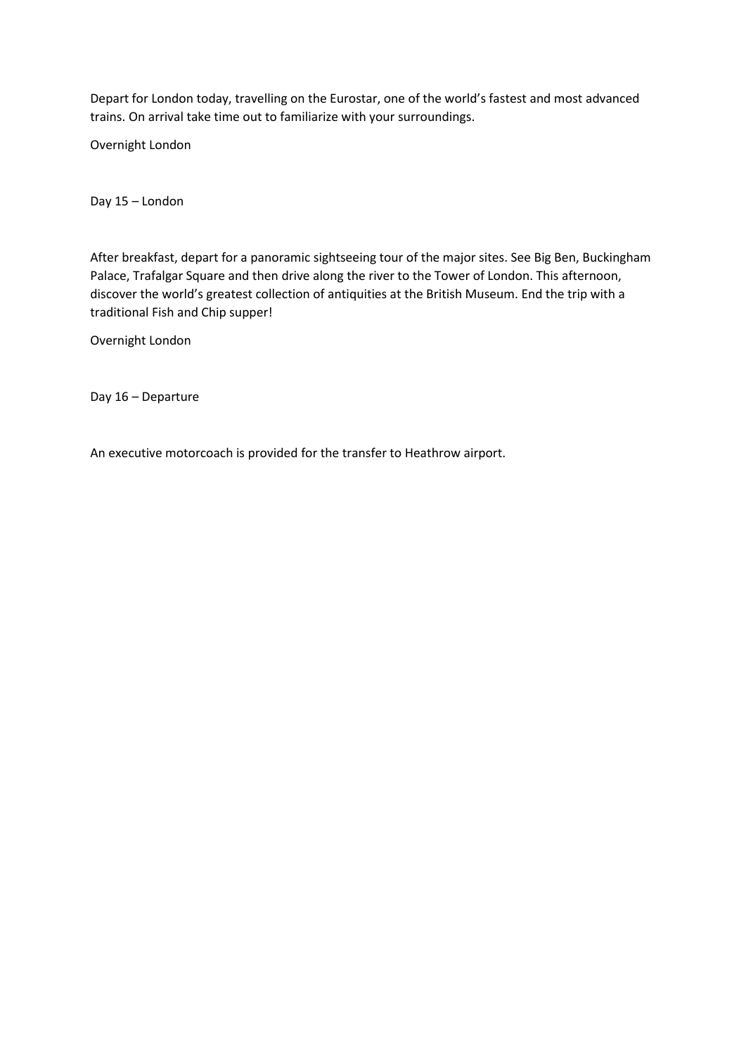Depart for London today, travelling on the Eurostar, one of the world's fastest and most advanced trains. On arrival take time out to familiarize with your surroundings.

Overnight London

Day 15 – London

After breakfast, depart for a panoramic sightseeing tour of the major sites. See Big Ben, Buckingham Palace, Trafalgar Square and then drive along the river to the Tower of London. This afternoon, discover the world's greatest collection of antiquities at the British Museum. End the trip with a traditional Fish and Chip supper!

Overnight London

Day 16 – Departure

An executive motorcoach is provided for the transfer to Heathrow airport.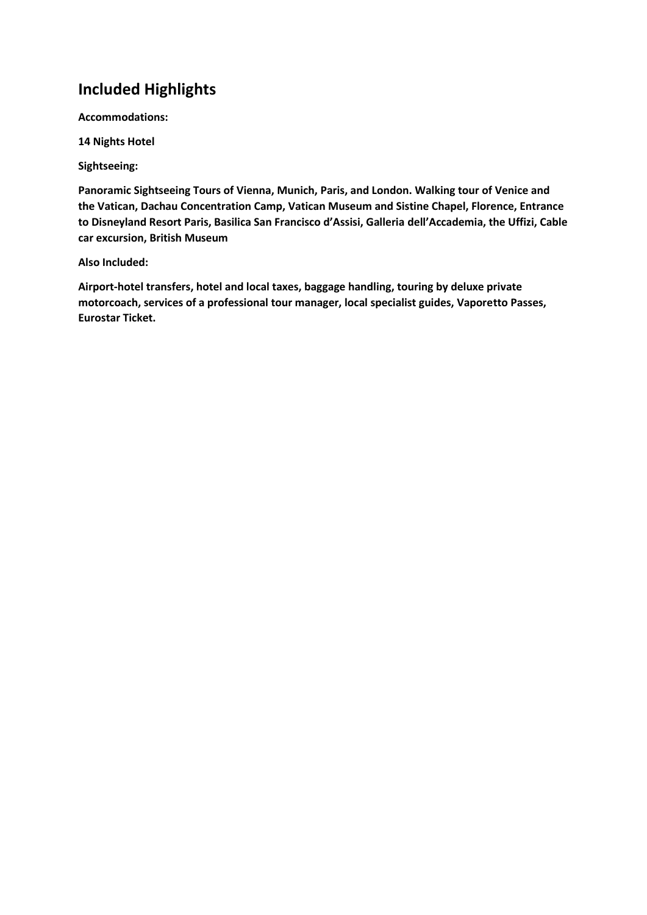## Included Highlights

**Accommodations:**

**14 Nights Hotel**

**Sightseeing:**

**Panoramic Sightseeing Tours of Vienna, Munich, Paris, and London. Walking tour of Venice and the Vatican, Dachau Concentration Camp, Vatican Museum and Sistine Chapel, Florence, Entrance to Disneyland Resort Paris, Basilica San Francisco d'Assisi, Galleria dell'Accademia, the Uffizi, Cable car excursion, British Museum**

**Also Included:**

**Airport-hotel transfers, hotel and local taxes, baggage handling, touring by deluxe private motorcoach, services of a professional tour manager, local specialist guides, Vaporetto Passes, Eurostar Ticket.**